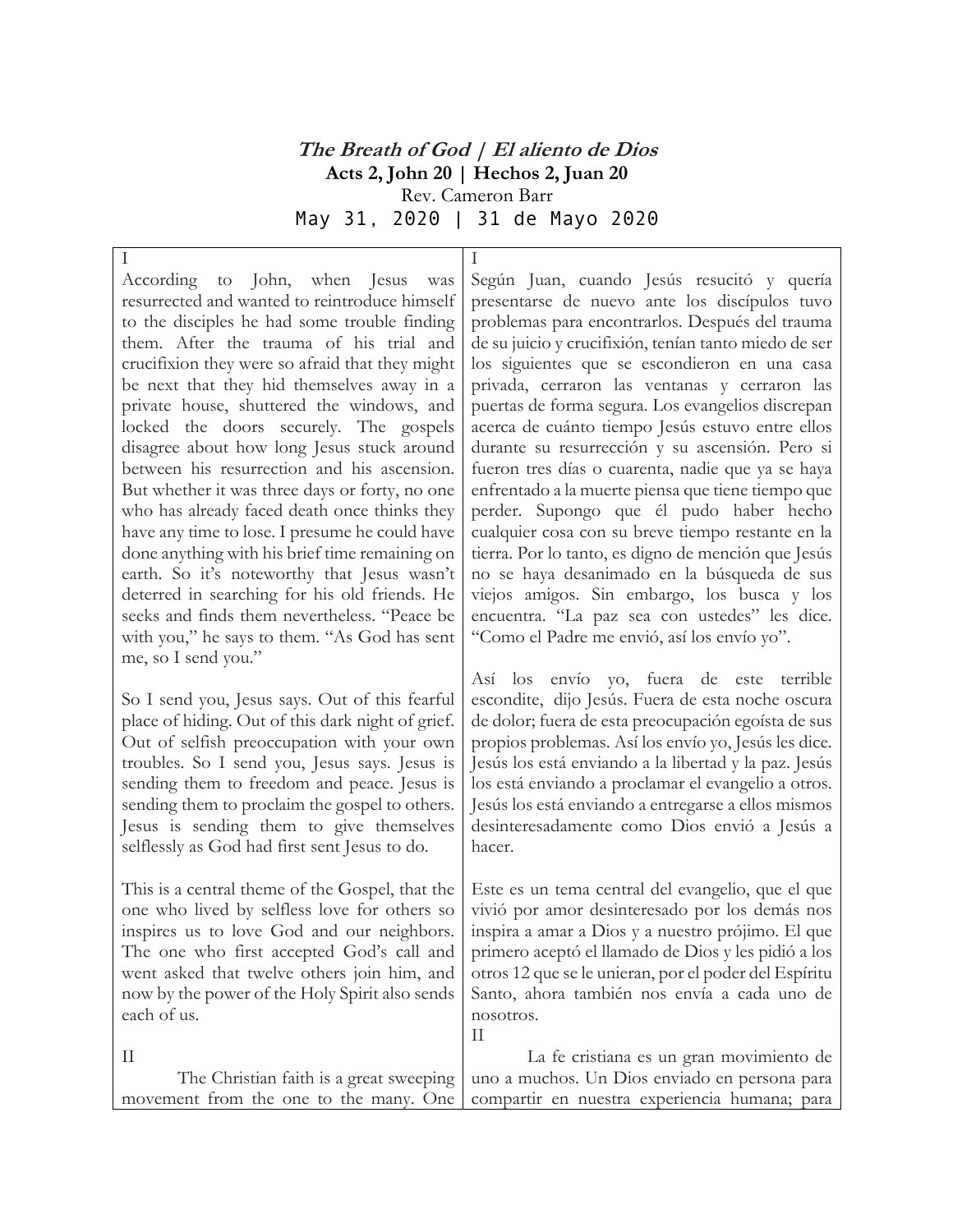# *The Breath of God | El aliento de Dios*

**Acts 2, John 20 | Hechos 2, Juan 20**

Rev. Cameron Barr

May 31, 2020 | 31 de Mayo 2020

I

According to John, when Jesus was resurrected and wanted to reintroduce himself to the disciples he had some trouble finding them. After the trauma of his trial and crucifixion they were so afraid that they might be next that they hid themselves away in a private house, shuttered the windows, and locked the doors securely. The gospels disagree about how long Jesus stuck around between his resurrection and his ascension. But whether it was three days or forty, no one who has already faced death once thinks they have any time to lose. I presume he could have done anything with his brief time remaining on earth. So it's noteworthy that Jesus wasn't deterred in searching for his old friends. He seeks and finds them nevertheless. "Peace be with you," he says to them. "As God has sent me, so I send you."

So I send you, Jesus says. Out of this fearful place of hiding. Out of this dark night of grief. Out of selfish preoccupation with your own troubles. So I send you, Jesus says. Jesus is sending them to freedom and peace. Jesus is sending them to proclaim the gospel to others. Jesus is sending them to give themselves selflessly as God had first sent Jesus to do.

This is a central theme of the Gospel, that the one who lived by selfless love for others so inspires us to love God and our neighbors. The one who first accepted God's call and went asked that twelve others join him, and now by the power of the Holy Spirit also sends each of us.

II

The Christian faith is a great sweeping movement from the one to the many. One

I

Según Juan, cuando Jesús resucitó y quería presentarse de nuevo ante los discípulos tuvo problemas para encontrarlos. Después del trauma de su juicio y crucifixión, tenían tanto miedo de ser los siguientes que se escondieron en una casa privada, cerraron las ventanas y cerraron las puertas de forma segura. Los evangelios discrepan acerca de cuánto tiempo Jesús estuvo entre ellos durante su resurrección y su ascensión. Pero si fueron tres días o cuarenta, nadie que ya se haya enfrentado a la muerte piensa que tiene tiempo que perder. Supongo que él pudo haber hecho cualquier cosa con su breve tiempo restante en la tierra. Por lo tanto, es digno de mención que Jesús no se haya desanimado en la búsqueda de sus viejos amigos. Sin embargo, los busca y los encuentra. "La paz sea con ustedes" les dice. "Como el Padre me envió, así los envío yo".

Así los envío yo, fuera de este terrible escondite, dijo Jesús. Fuera de esta noche oscura de dolor; fuera de esta preocupación egoísta de sus propios problemas. Así los envío yo, Jesús les dice. Jesús los está enviando a la libertad y la paz. Jesús los está enviando a proclamar el evangelio a otros. Jesús los está enviando a entregarse a ellos mismos desinteresadamente como Dios envió a Jesús a hacer.

Este es un tema central del evangelio, que el que vivió por amor desinteresado por los demás nos inspira a amar a Dios y a nuestro prójimo. El que primero aceptó el llamado de Dios y les pidió a los otros 12 que se le unieran, por el poder del Espíritu Santo, ahora también nos envía a cada uno de nosotros.

II

La fe cristiana es un gran movimiento de uno a muchos. Un Dios enviado en persona para compartir en nuestra experiencia humana; para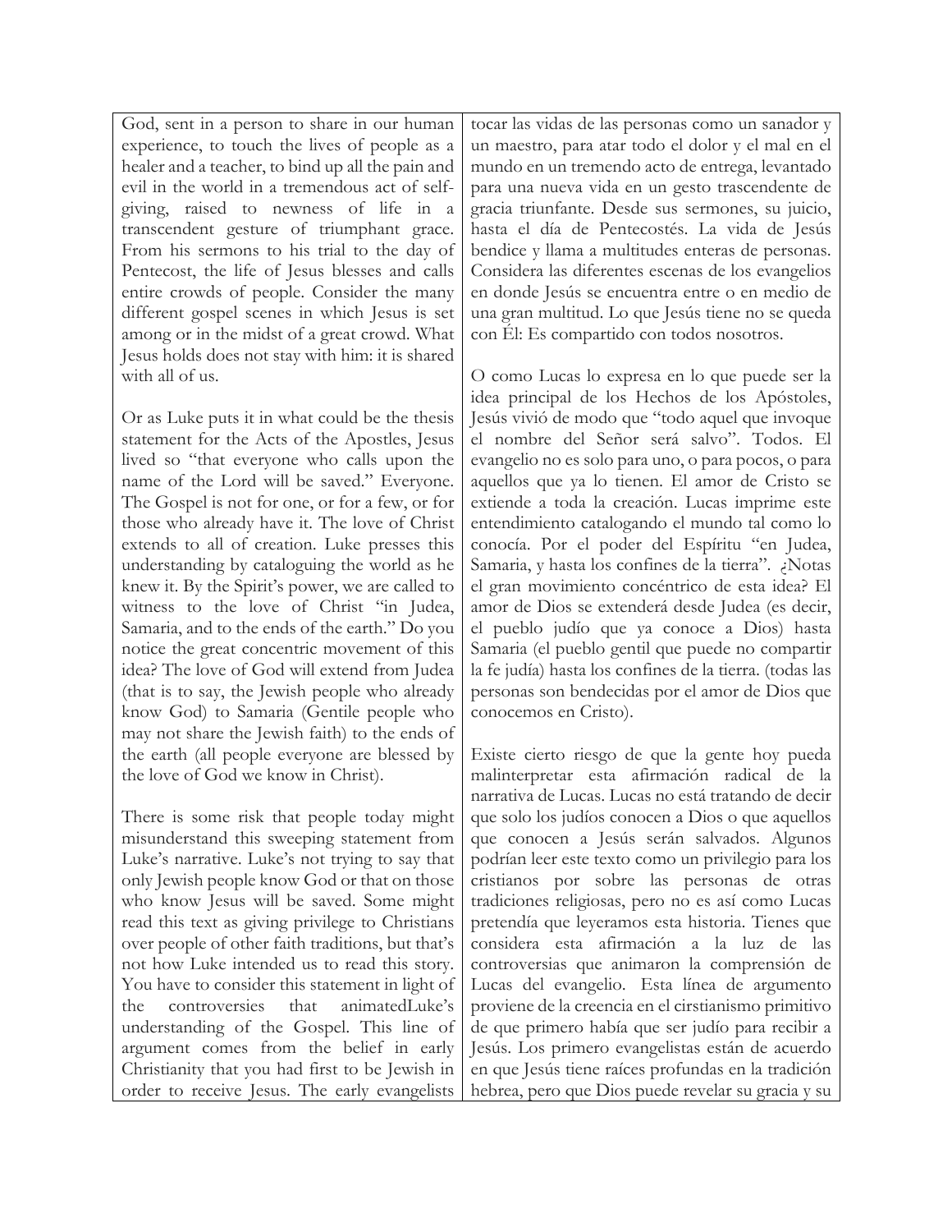God, sent in a person to share in our human experience, to touch the lives of people as a healer and a teacher, to bind up all the pain and evil in the world in a tremendous act of self-giving, raised to newness of life in a transcendent gesture of triumphant grace. From his sermons to his trial to the day of Pentecost, the life of Jesus blesses and calls entire crowds of people. Consider the many different gospel scenes in which Jesus is set among or in the midst of a great crowd. What Jesus holds does not stay with him: it is shared with all of us.

Or as Luke puts it in what could be the thesis statement for the Acts of the Apostles, Jesus lived so "that everyone who calls upon the name of the Lord will be saved." Everyone. The Gospel is not for one, or for a few, or for those who already have it. The love of Christ extends to all of creation. Luke presses this understanding by cataloguing the world as he knew it. By the Spirit's power, we are called to witness to the love of Christ "in Judea, Samaria, and to the ends of the earth." Do you notice the great concentric movement of this idea? The love of God will extend from Judea (that is to say, the Jewish people who already know God) to Samaria (Gentile people who may not share the Jewish faith) to the ends of the earth (all people everyone are blessed by the love of God we know in Christ).

There is some risk that people today might misunderstand this sweeping statement from Luke's narrative. Luke's not trying to say that only Jewish people know God or that on those who know Jesus will be saved. Some might read this text as giving privilege to Christians over people of other faith traditions, but that's not how Luke intended us to read this story. You have to consider this statement in light of the controversies that animatedLuke's understanding of the Gospel. This line of argument comes from the belief in early Christianity that you had first to be Jewish in order to receive Jesus. The early evangelists

tocar las vidas de las personas como un sanador y un maestro, para atar todo el dolor y el mal en el mundo en un tremendo acto de entrega, levantado para una nueva vida en un gesto trascendente de gracia triunfante. Desde sus sermones, su juicio, hasta el día de Pentecostés. La vida de Jesús bendice y llama a multitudes enteras de personas. Considera las diferentes escenas de los evangelios en donde Jesús se encuentra entre o en medio de una gran multitud. Lo que Jesús tiene no se queda con Él: Es compartido con todos nosotros.

O como Lucas lo expresa en lo que puede ser la idea principal de los Hechos de los Apóstoles, Jesús vivió de modo que "todo aquel que invoque el nombre del Señor será salvo". Todos. El evangelio no es solo para uno, o para pocos, o para aquellos que ya lo tienen. El amor de Cristo se extiende a toda la creación. Lucas imprime este entendimiento catalogando el mundo tal como lo conocía. Por el poder del Espíritu "en Judea, Samaria, y hasta los confines de la tierra". ¿Notas el gran movimiento concéntrico de esta idea? El amor de Dios se extenderá desde Judea (es decir, el pueblo judío que ya conoce a Dios) hasta Samaria (el pueblo gentil que puede no compartir la fe judía) hasta los confines de la tierra. (todas las personas son bendecidas por el amor de Dios que conocemos en Cristo).

Existe cierto riesgo de que la gente hoy pueda malinterpretar esta afirmación radical de la narrativa de Lucas. Lucas no está tratando de decir que solo los judíos conocen a Dios o que aquellos que conocen a Jesús serán salvados. Algunos podrían leer este texto como un privilegio para los cristianos por sobre las personas de otras tradiciones religiosas, pero no es así como Lucas pretendía que leyeramos esta historia. Tienes que considera esta afirmación a la luz de las controversias que animaron la comprensión de Lucas del evangelio. Esta línea de argumento proviene de la creencia en el cirstianismo primitivo de que primero había que ser judío para recibir a Jesús. Los primero evangelistas están de acuerdo en que Jesús tiene raíces profundas en la tradición hebrea, pero que Dios puede revelar su gracia y su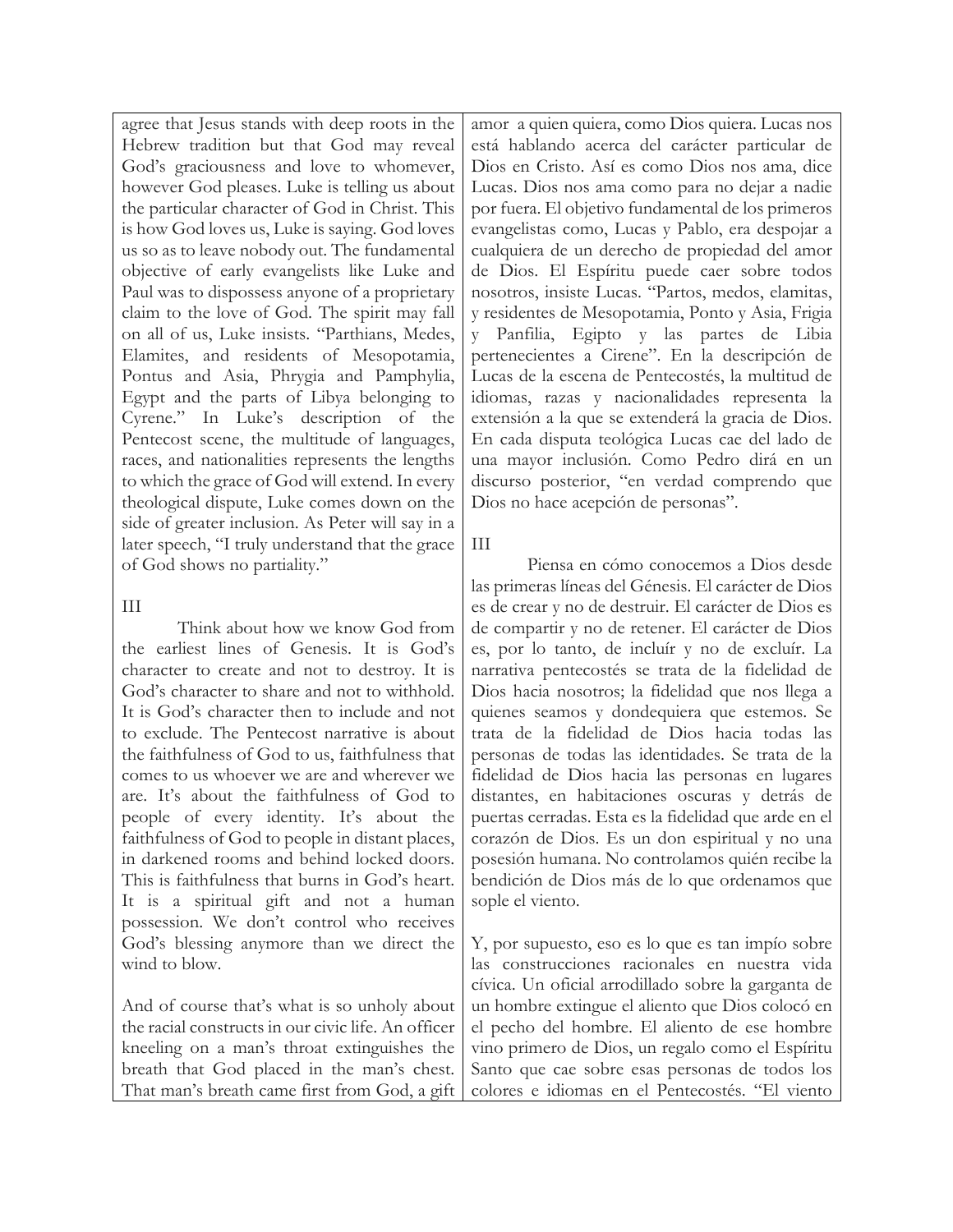agree that Jesus stands with deep roots in the Hebrew tradition but that God may reveal God's graciousness and love to whomever, however God pleases. Luke is telling us about the particular character of God in Christ. This is how God loves us, Luke is saying. God loves us so as to leave nobody out. The fundamental objective of early evangelists like Luke and Paul was to dispossess anyone of a proprietary claim to the love of God. The spirit may fall on all of us, Luke insists. "Parthians, Medes, Elamites, and residents of Mesopotamia, Pontus and Asia, Phrygia and Pamphylia, Egypt and the parts of Libya belonging to Cyrene." In Luke's description of the Pentecost scene, the multitude of languages, races, and nationalities represents the lengths to which the grace of God will extend. In every theological dispute, Luke comes down on the side of greater inclusion. As Peter will say in a later speech, "I truly understand that the grace of God shows no partiality."

III

Think about how we know God from the earliest lines of Genesis. It is God's character to create and not to destroy. It is God's character to share and not to withhold. It is God's character then to include and not to exclude. The Pentecost narrative is about the faithfulness of God to us, faithfulness that comes to us whoever we are and wherever we are. It's about the faithfulness of God to people of every identity. It's about the faithfulness of God to people in distant places, in darkened rooms and behind locked doors. This is faithfulness that burns in God's heart. It is a spiritual gift and not a human possession. We don't control who receives God's blessing anymore than we direct the wind to blow.

And of course that's what is so unholy about the racial constructs in our civic life. An officer kneeling on a man's throat extinguishes the breath that God placed in the man's chest. That man's breath came first from God, a gift

amor a quien quiera, como Dios quiera. Lucas nos está hablando acerca del carácter particular de Dios en Cristo. Así es como Dios nos ama, dice Lucas. Dios nos ama como para no dejar a nadie por fuera. El objetivo fundamental de los primeros evangelistas como, Lucas y Pablo, era despojar a cualquiera de un derecho de propiedad del amor de Dios. El Espíritu puede caer sobre todos nosotros, insiste Lucas. "Partos, medos, elamitas, y residentes de Mesopotamia, Ponto y Asia, Frigia y Panfilia, Egipto y las partes de Libia pertenecientes a Cirene". En la descripción de Lucas de la escena de Pentecostés, la multitud de idiomas, razas y nacionalidades representa la extensión a la que se extenderá la gracia de Dios. En cada disputa teológica Lucas cae del lado de una mayor inclusión. Como Pedro dirá en un discurso posterior, "en verdad comprendo que Dios no hace acepción de personas".

III

Piensa en cómo conocemos a Dios desde las primeras líneas del Génesis. El carácter de Dios es de crear y no de destruir. El carácter de Dios es de compartir y no de retener. El carácter de Dios es, por lo tanto, de incluír y no de excluír. La narrativa pentecostés se trata de la fidelidad de Dios hacia nosotros; la fidelidad que nos llega a quienes seamos y dondequiera que estemos. Se trata de la fidelidad de Dios hacia todas las personas de todas las identidades. Se trata de la fidelidad de Dios hacia las personas en lugares distantes, en habitaciones oscuras y detrás de puertas cerradas. Esta es la fidelidad que arde en el corazón de Dios. Es un don espiritual y no una posesión humana. No controlamos quién recibe la bendición de Dios más de lo que ordenamos que sople el viento.

Y, por supuesto, eso es lo que es tan impío sobre las construcciones racionales en nuestra vida cívica. Un oficial arrodillado sobre la garganta de un hombre extingue el aliento que Dios colocó en el pecho del hombre. El aliento de ese hombre vino primero de Dios, un regalo como el Espíritu Santo que cae sobre esas personas de todos los colores e idiomas en el Pentecostés. "El viento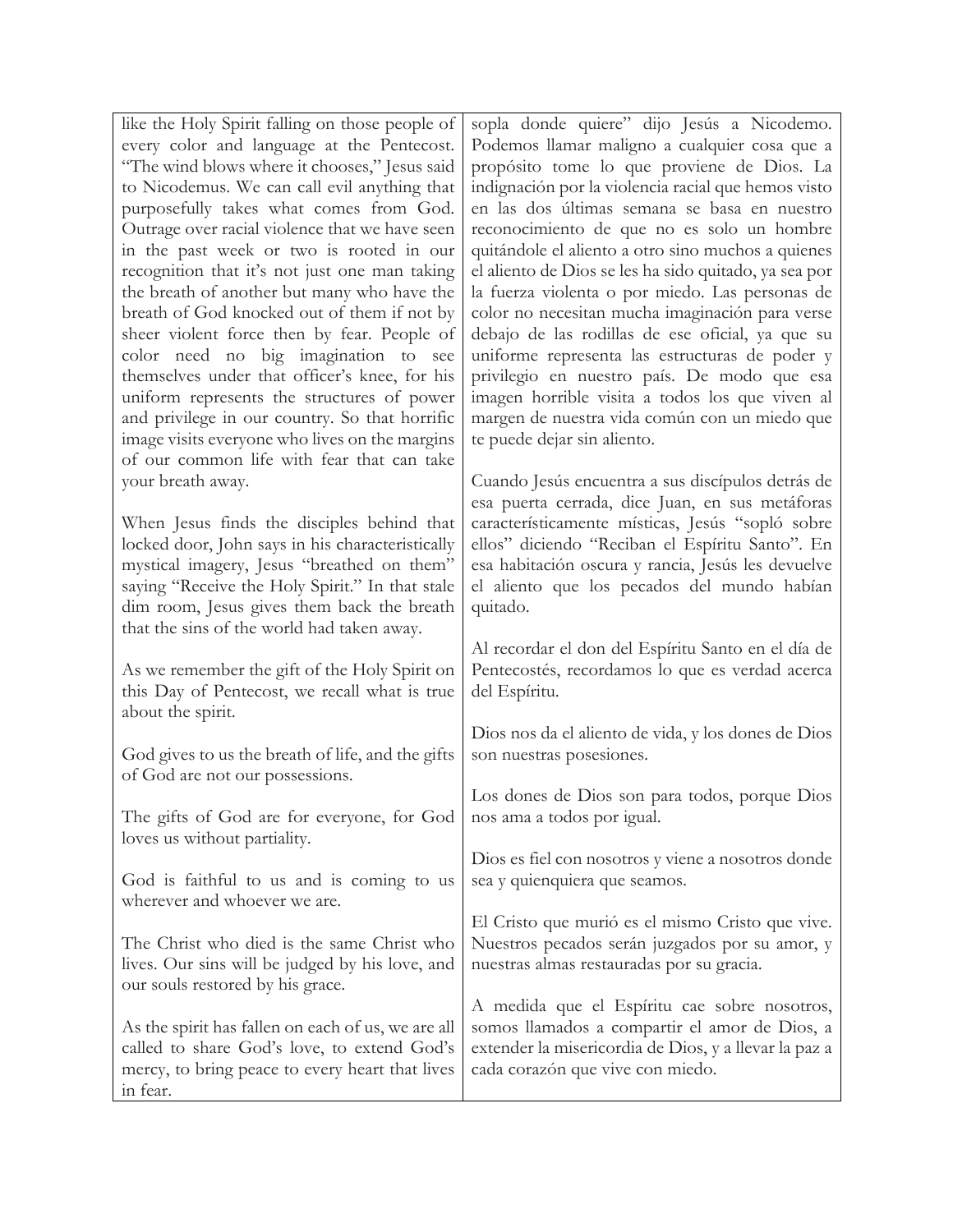like the Holy Spirit falling on those people of every color and language at the Pentecost. "The wind blows where it chooses," Jesus said to Nicodemus. We can call evil anything that purposefully takes what comes from God. Outrage over racial violence that we have seen in the past week or two is rooted in our recognition that it's not just one man taking the breath of another but many who have the breath of God knocked out of them if not by sheer violent force then by fear. People of color need no big imagination to see themselves under that officer's knee, for his uniform represents the structures of power and privilege in our country. So that horrific image visits everyone who lives on the margins of our common life with fear that can take your breath away.

When Jesus finds the disciples behind that locked door, John says in his characteristically mystical imagery, Jesus "breathed on them" saying "Receive the Holy Spirit." In that stale dim room, Jesus gives them back the breath that the sins of the world had taken away.

As we remember the gift of the Holy Spirit on this Day of Pentecost, we recall what is true about the spirit.

God gives to us the breath of life, and the gifts of God are not our possessions.

The gifts of God are for everyone, for God loves us without partiality.

God is faithful to us and is coming to us wherever and whoever we are.

The Christ who died is the same Christ who lives. Our sins will be judged by his love, and our souls restored by his grace.

As the spirit has fallen on each of us, we are all called to share God's love, to extend God's mercy, to bring peace to every heart that lives in fear.

sopla donde quiere" dijo Jesús a Nicodemo. Podemos llamar maligno a cualquier cosa que a propósito tome lo que proviene de Dios. La indignación por la violencia racial que hemos visto en las dos últimas semana se basa en nuestro reconocimiento de que no es solo un hombre quitándole el aliento a otro sino muchos a quienes el aliento de Dios se les ha sido quitado, ya sea por la fuerza violenta o por miedo. Las personas de color no necesitan mucha imaginación para verse debajo de las rodillas de ese oficial, ya que su uniforme representa las estructuras de poder y privilegio en nuestro país. De modo que esa imagen horrible visita a todos los que viven al margen de nuestra vida común con un miedo que te puede dejar sin aliento.

Cuando Jesús encuentra a sus discípulos detrás de esa puerta cerrada, dice Juan, en sus metáforas característicamente místicas, Jesús "sopló sobre ellos" diciendo "Reciban el Espíritu Santo". En esa habitación oscura y rancia, Jesús les devuelve el aliento que los pecados del mundo habían quitado.

Al recordar el don del Espíritu Santo en el día de Pentecostés, recordamos lo que es verdad acerca del Espíritu.

Dios nos da el aliento de vida, y los dones de Dios son nuestras posesiones.

Los dones de Dios son para todos, porque Dios nos ama a todos por igual.

Dios es fiel con nosotros y viene a nosotros donde sea y quienquiera que seamos.

El Cristo que murió es el mismo Cristo que vive. Nuestros pecados serán juzgados por su amor, y nuestras almas restauradas por su gracia.

A medida que el Espíritu cae sobre nosotros, somos llamados a compartir el amor de Dios, a extender la misericordia de Dios, y a llevar la paz a cada corazón que vive con miedo.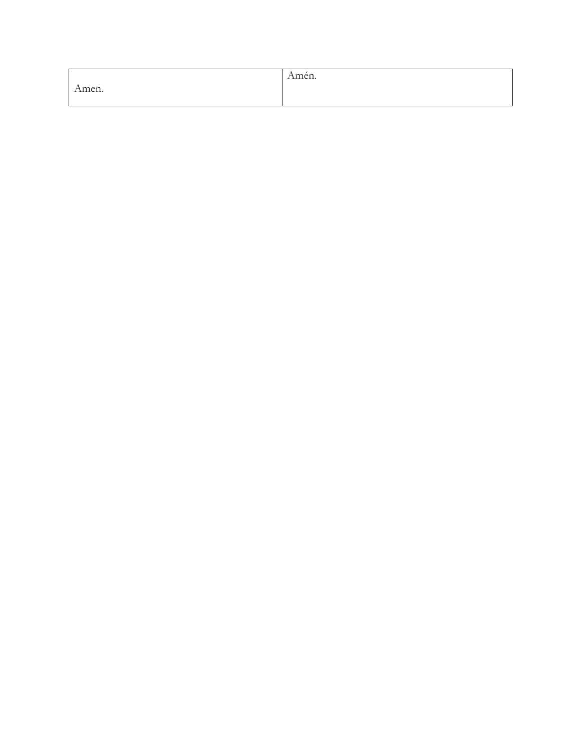| | |
|---|---|
| Amen. | Amén. |